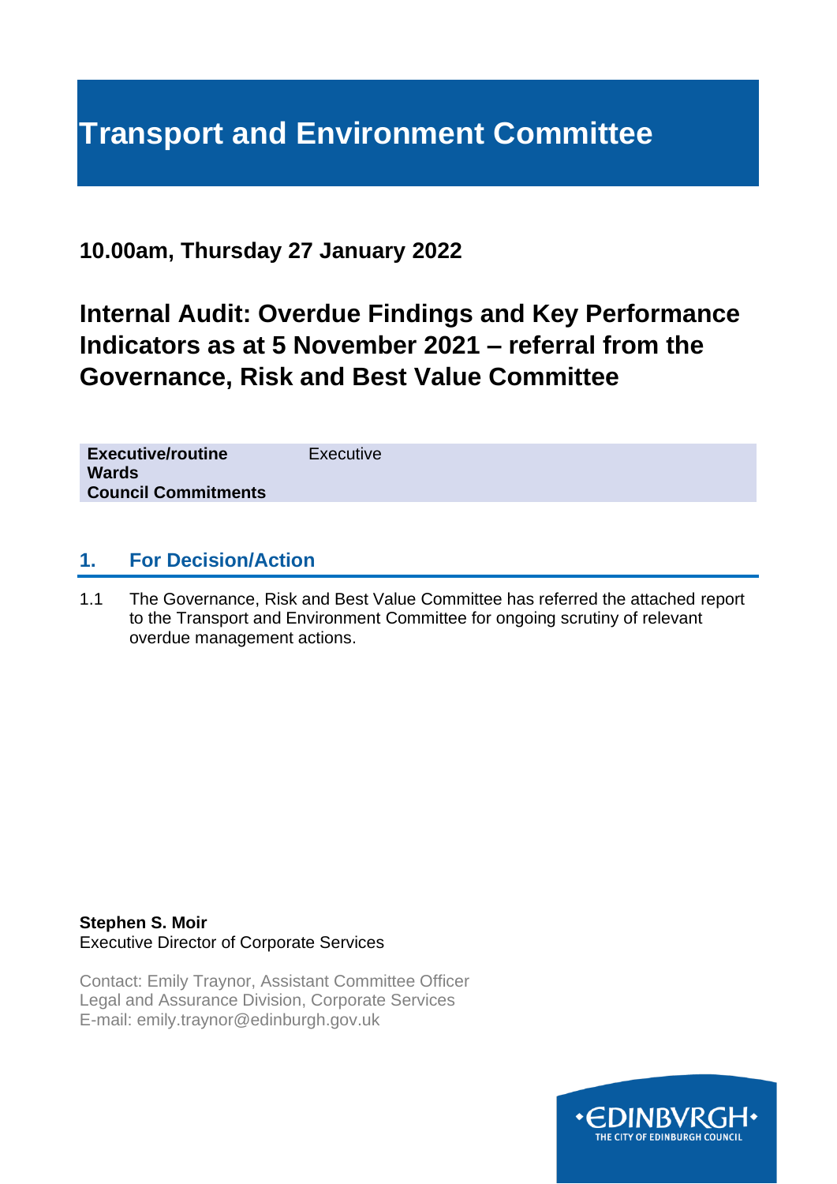# Transport and Environment Committee

**10.00am, Thursday 27 January 2022**

## Internal Audit: Overdue Findings and Key Performance Indicators as at 5 November 2021 – referral from the Governance, Risk and Best Value Committee

| | |
|---|---|
| **Executive/routine** | Executive |
| **Wards** | |
| **Council Commitments** | |

### 1. For Decision/Action

1.1 The Governance, Risk and Best Value Committee has referred the attached report to the Transport and Environment Committee for ongoing scrutiny of relevant overdue management actions.

**Stephen S. Moir**
Executive Director of Corporate Services

Contact: Emily Traynor, Assistant Committee Officer
Legal and Assurance Division, Corporate Services
E-mail: emily.traynor@edinburgh.gov.uk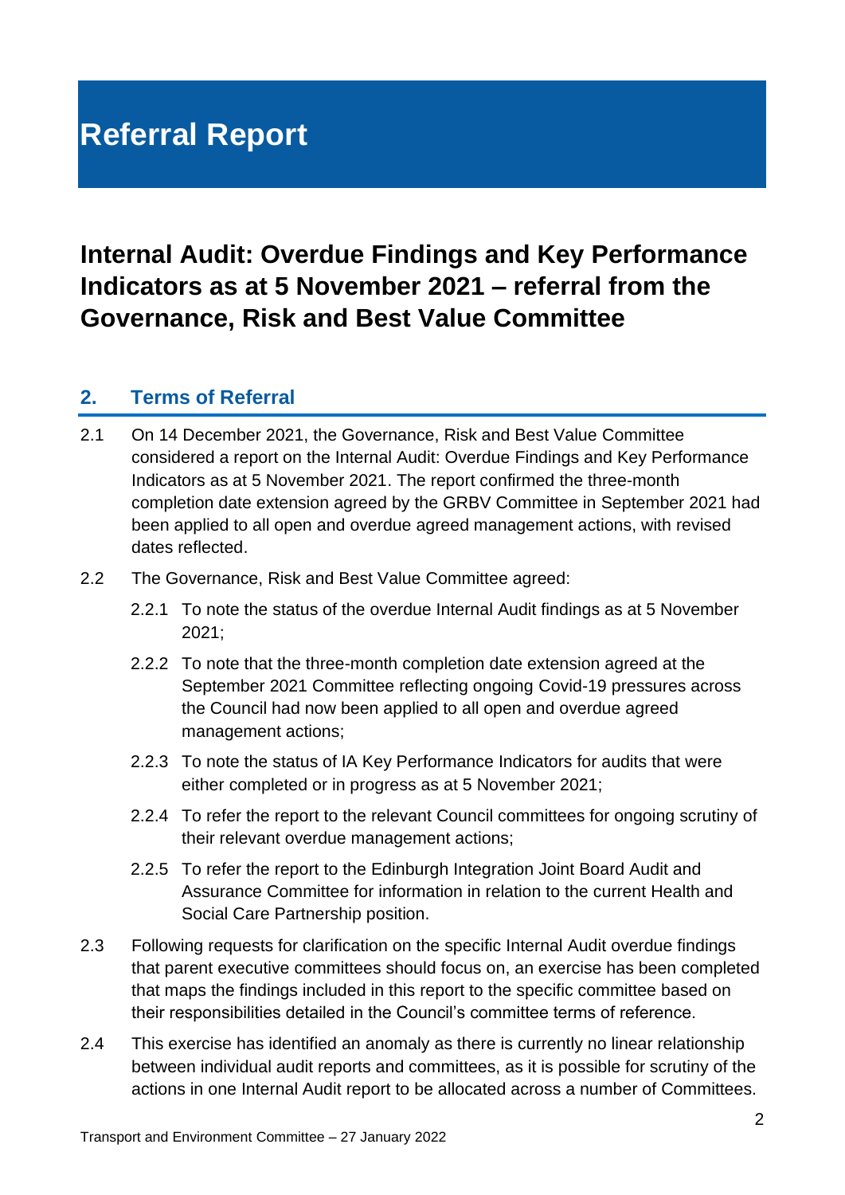# Referral Report

## Internal Audit: Overdue Findings and Key Performance Indicators as at 5 November 2021 – referral from the Governance, Risk and Best Value Committee

### 2. Terms of Referral

2.1 On 14 December 2021, the Governance, Risk and Best Value Committee considered a report on the Internal Audit: Overdue Findings and Key Performance Indicators as at 5 November 2021. The report confirmed the three-month completion date extension agreed by the GRBV Committee in September 2021 had been applied to all open and overdue agreed management actions, with revised dates reflected.

2.2 The Governance, Risk and Best Value Committee agreed:

2.2.1 To note the status of the overdue Internal Audit findings as at 5 November 2021;

2.2.2 To note that the three-month completion date extension agreed at the September 2021 Committee reflecting ongoing Covid-19 pressures across the Council had now been applied to all open and overdue agreed management actions;

2.2.3 To note the status of IA Key Performance Indicators for audits that were either completed or in progress as at 5 November 2021;

2.2.4 To refer the report to the relevant Council committees for ongoing scrutiny of their relevant overdue management actions;

2.2.5 To refer the report to the Edinburgh Integration Joint Board Audit and Assurance Committee for information in relation to the current Health and Social Care Partnership position.

2.3 Following requests for clarification on the specific Internal Audit overdue findings that parent executive committees should focus on, an exercise has been completed that maps the findings included in this report to the specific committee based on their responsibilities detailed in the Council's committee terms of reference.

2.4 This exercise has identified an anomaly as there is currently no linear relationship between individual audit reports and committees, as it is possible for scrutiny of the actions in one Internal Audit report to be allocated across a number of Committees.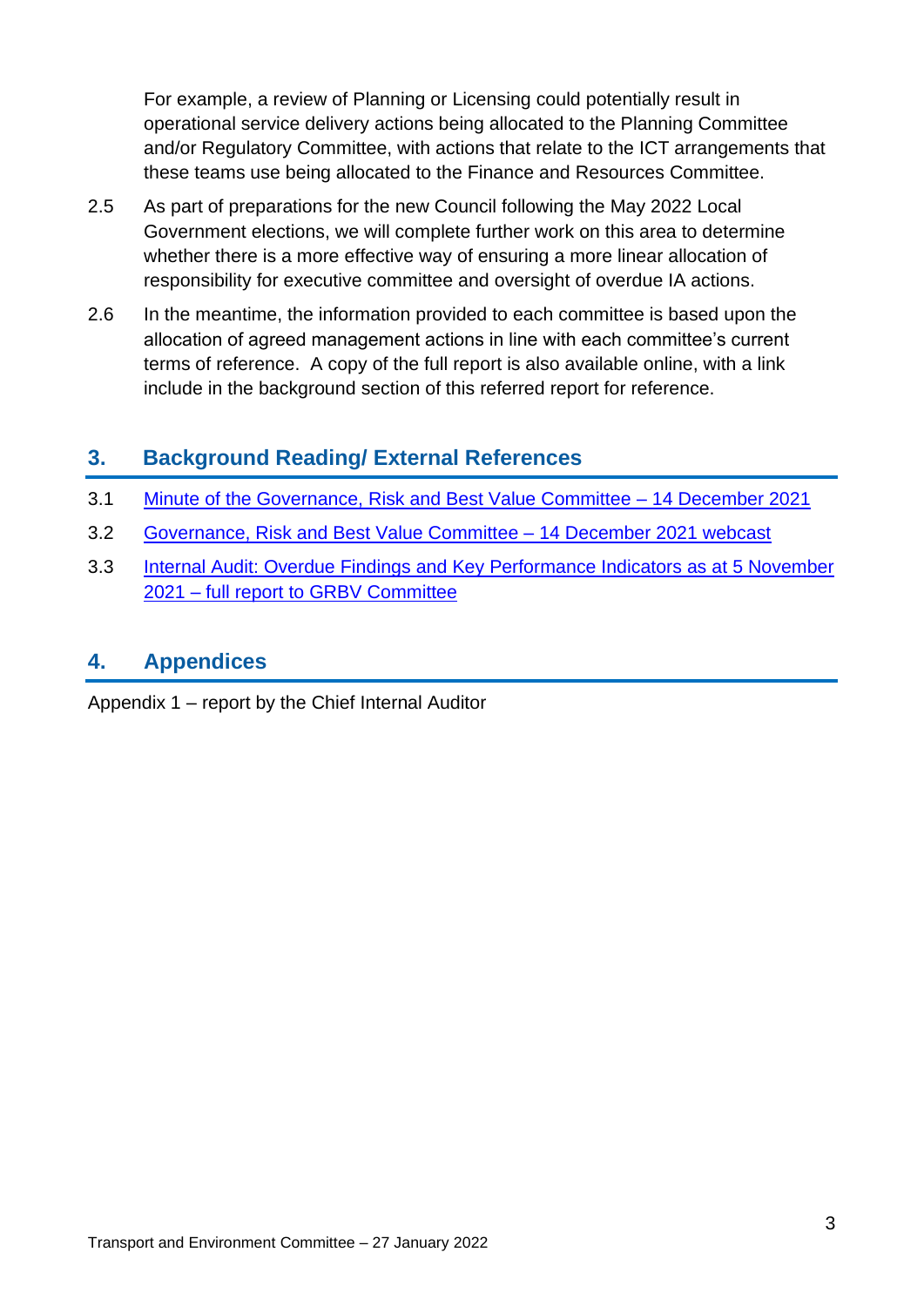For example, a review of Planning or Licensing could potentially result in operational service delivery actions being allocated to the Planning Committee and/or Regulatory Committee, with actions that relate to the ICT arrangements that these teams use being allocated to the Finance and Resources Committee.

2.5 As part of preparations for the new Council following the May 2022 Local Government elections, we will complete further work on this area to determine whether there is a more effective way of ensuring a more linear allocation of responsibility for executive committee and oversight of overdue IA actions.

2.6 In the meantime, the information provided to each committee is based upon the allocation of agreed management actions in line with each committee's current terms of reference. A copy of the full report is also available online, with a link include in the background section of this referred report for reference.

## 3. Background Reading/ External References

3.1 Minute of the Governance, Risk and Best Value Committee – 14 December 2021

3.2 Governance, Risk and Best Value Committee – 14 December 2021 webcast

3.3 Internal Audit: Overdue Findings and Key Performance Indicators as at 5 November 2021 – full report to GRBV Committee

## 4. Appendices

Appendix 1 – report by the Chief Internal Auditor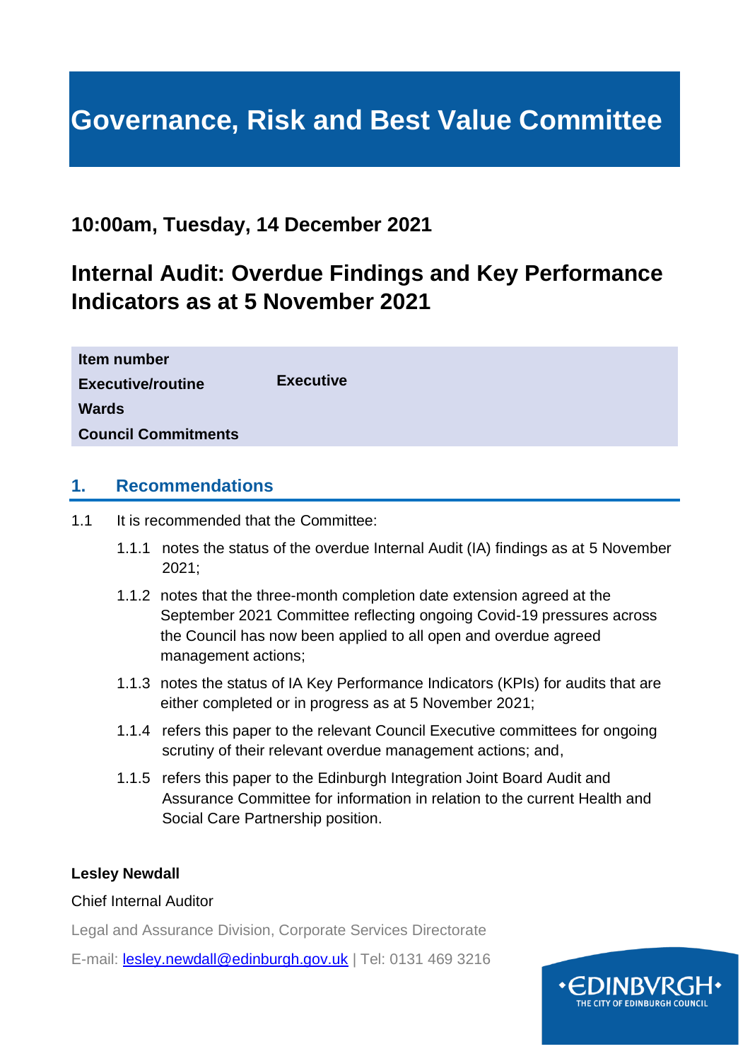# Governance, Risk and Best Value Committee

## 10:00am, Tuesday, 14 December 2021

## Internal Audit: Overdue Findings and Key Performance Indicators as at 5 November 2021

| | |
|---|---|
| **Item number** | |
| **Executive/routine** | **Executive** |
| **Wards** | |
| **Council Commitments** | |

## 1. Recommendations

1.1 It is recommended that the Committee:

1.1.1 notes the status of the overdue Internal Audit (IA) findings as at 5 November 2021;

1.1.2 notes that the three-month completion date extension agreed at the September 2021 Committee reflecting ongoing Covid-19 pressures across the Council has now been applied to all open and overdue agreed management actions;

1.1.3 notes the status of IA Key Performance Indicators (KPIs) for audits that are either completed or in progress as at 5 November 2021;

1.1.4 refers this paper to the relevant Council Executive committees for ongoing scrutiny of their relevant overdue management actions; and,

1.1.5 refers this paper to the Edinburgh Integration Joint Board Audit and Assurance Committee for information in relation to the current Health and Social Care Partnership position.

**Lesley Newdall**

Chief Internal Auditor

Legal and Assurance Division, Corporate Services Directorate

E-mail: lesley.newdall@edinburgh.gov.uk | Tel: 0131 469 3216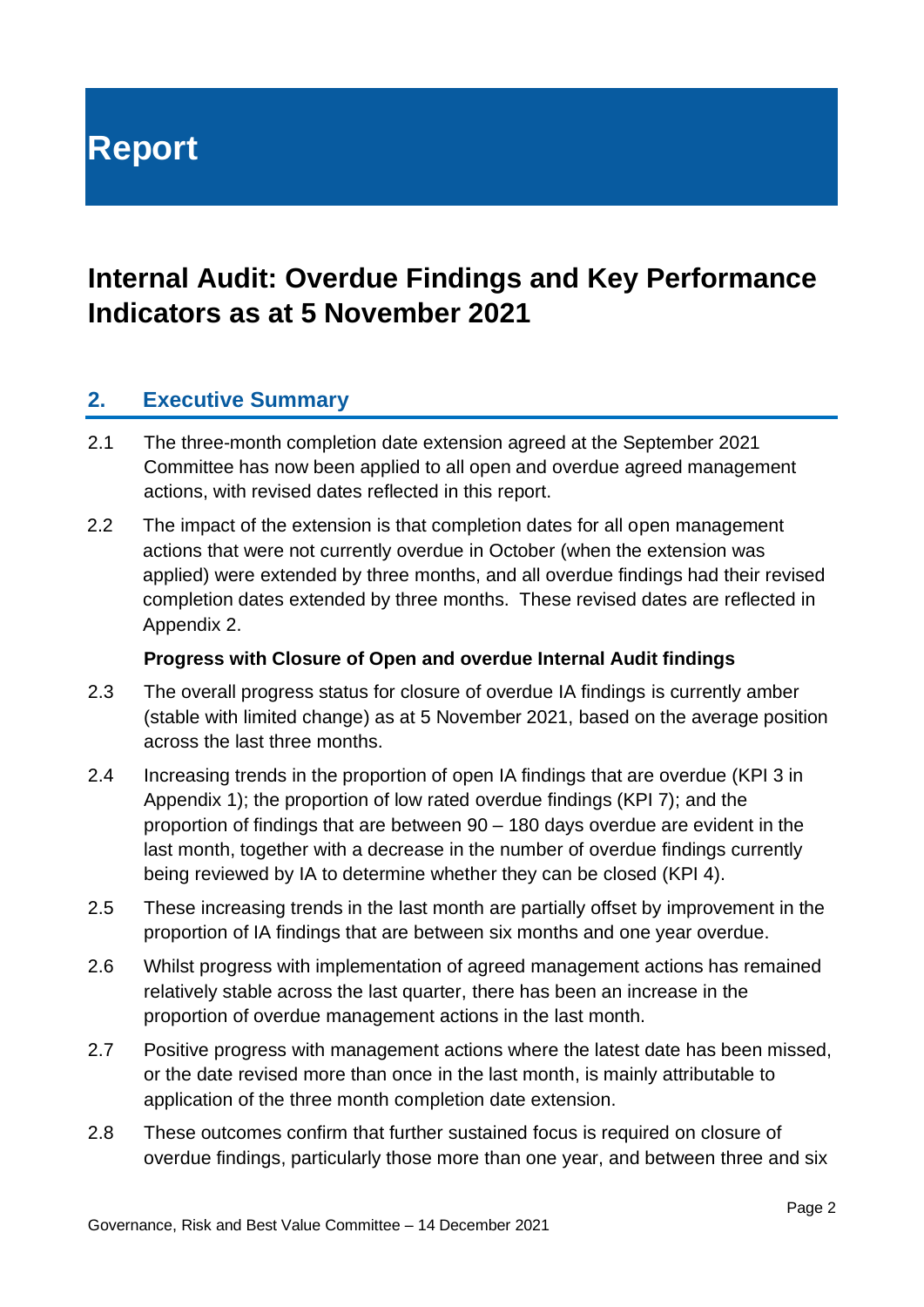# Report

# Internal Audit: Overdue Findings and Key Performance Indicators as at 5 November 2021

## 2. Executive Summary

2.1 The three-month completion date extension agreed at the September 2021 Committee has now been applied to all open and overdue agreed management actions, with revised dates reflected in this report.

2.2 The impact of the extension is that completion dates for all open management actions that were not currently overdue in October (when the extension was applied) were extended by three months, and all overdue findings had their revised completion dates extended by three months. These revised dates are reflected in Appendix 2.

**Progress with Closure of Open and overdue Internal Audit findings**

2.3 The overall progress status for closure of overdue IA findings is currently amber (stable with limited change) as at 5 November 2021, based on the average position across the last three months.

2.4 Increasing trends in the proportion of open IA findings that are overdue (KPI 3 in Appendix 1); the proportion of low rated overdue findings (KPI 7); and the proportion of findings that are between 90 – 180 days overdue are evident in the last month, together with a decrease in the number of overdue findings currently being reviewed by IA to determine whether they can be closed (KPI 4).

2.5 These increasing trends in the last month are partially offset by improvement in the proportion of IA findings that are between six months and one year overdue.

2.6 Whilst progress with implementation of agreed management actions has remained relatively stable across the last quarter, there has been an increase in the proportion of overdue management actions in the last month.

2.7 Positive progress with management actions where the latest date has been missed, or the date revised more than once in the last month, is mainly attributable to application of the three month completion date extension.

2.8 These outcomes confirm that further sustained focus is required on closure of overdue findings, particularly those more than one year, and between three and six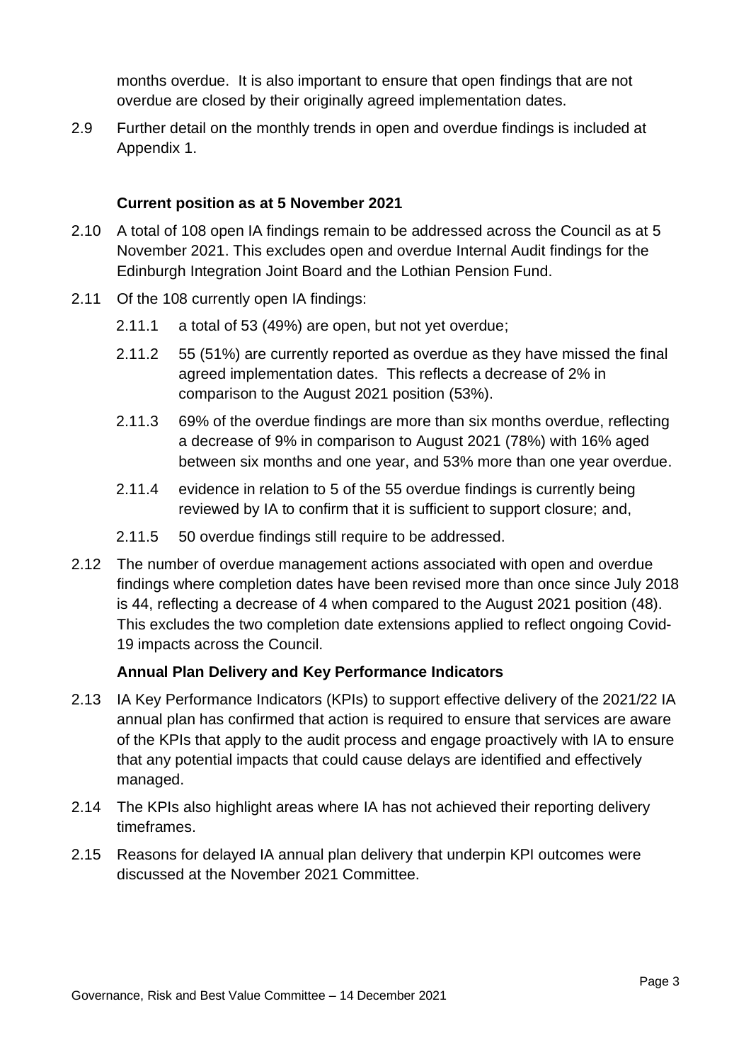months overdue. It is also important to ensure that open findings that are not overdue are closed by their originally agreed implementation dates.

2.9 Further detail on the monthly trends in open and overdue findings is included at Appendix 1.

**Current position as at 5 November 2021**

2.10 A total of 108 open IA findings remain to be addressed across the Council as at 5 November 2021. This excludes open and overdue Internal Audit findings for the Edinburgh Integration Joint Board and the Lothian Pension Fund.

2.11 Of the 108 currently open IA findings:

2.11.1 a total of 53 (49%) are open, but not yet overdue;

2.11.2 55 (51%) are currently reported as overdue as they have missed the final agreed implementation dates. This reflects a decrease of 2% in comparison to the August 2021 position (53%).

2.11.3 69% of the overdue findings are more than six months overdue, reflecting a decrease of 9% in comparison to August 2021 (78%) with 16% aged between six months and one year, and 53% more than one year overdue.

2.11.4 evidence in relation to 5 of the 55 overdue findings is currently being reviewed by IA to confirm that it is sufficient to support closure; and,

2.11.5 50 overdue findings still require to be addressed.

2.12 The number of overdue management actions associated with open and overdue findings where completion dates have been revised more than once since July 2018 is 44, reflecting a decrease of 4 when compared to the August 2021 position (48). This excludes the two completion date extensions applied to reflect ongoing Covid-19 impacts across the Council.

**Annual Plan Delivery and Key Performance Indicators**

2.13 IA Key Performance Indicators (KPIs) to support effective delivery of the 2021/22 IA annual plan has confirmed that action is required to ensure that services are aware of the KPIs that apply to the audit process and engage proactively with IA to ensure that any potential impacts that could cause delays are identified and effectively managed.

2.14 The KPIs also highlight areas where IA has not achieved their reporting delivery timeframes.

2.15 Reasons for delayed IA annual plan delivery that underpin KPI outcomes were discussed at the November 2021 Committee.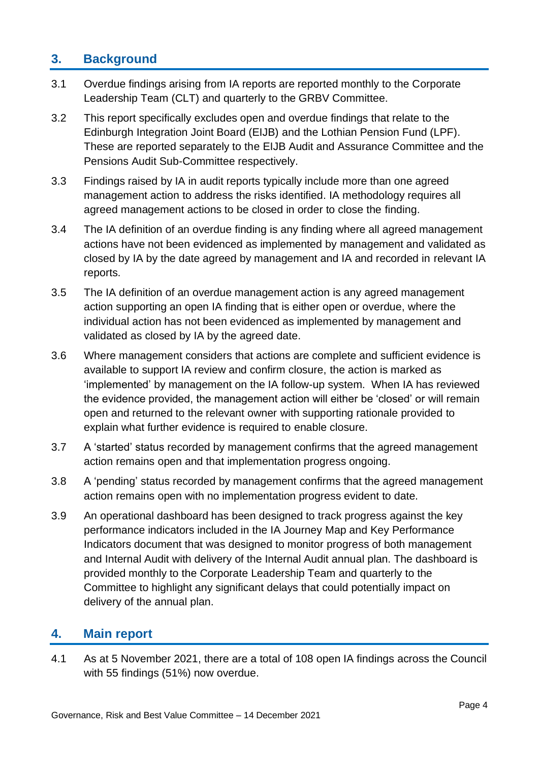## 3. Background

3.1 Overdue findings arising from IA reports are reported monthly to the Corporate Leadership Team (CLT) and quarterly to the GRBV Committee.

3.2 This report specifically excludes open and overdue findings that relate to the Edinburgh Integration Joint Board (EIJB) and the Lothian Pension Fund (LPF). These are reported separately to the EIJB Audit and Assurance Committee and the Pensions Audit Sub-Committee respectively.

3.3 Findings raised by IA in audit reports typically include more than one agreed management action to address the risks identified. IA methodology requires all agreed management actions to be closed in order to close the finding.

3.4 The IA definition of an overdue finding is any finding where all agreed management actions have not been evidenced as implemented by management and validated as closed by IA by the date agreed by management and IA and recorded in relevant IA reports.

3.5 The IA definition of an overdue management action is any agreed management action supporting an open IA finding that is either open or overdue, where the individual action has not been evidenced as implemented by management and validated as closed by IA by the agreed date.

3.6 Where management considers that actions are complete and sufficient evidence is available to support IA review and confirm closure, the action is marked as 'implemented' by management on the IA follow-up system. When IA has reviewed the evidence provided, the management action will either be 'closed' or will remain open and returned to the relevant owner with supporting rationale provided to explain what further evidence is required to enable closure.

3.7 A 'started' status recorded by management confirms that the agreed management action remains open and that implementation progress ongoing.

3.8 A 'pending' status recorded by management confirms that the agreed management action remains open with no implementation progress evident to date.

3.9 An operational dashboard has been designed to track progress against the key performance indicators included in the IA Journey Map and Key Performance Indicators document that was designed to monitor progress of both management and Internal Audit with delivery of the Internal Audit annual plan. The dashboard is provided monthly to the Corporate Leadership Team and quarterly to the Committee to highlight any significant delays that could potentially impact on delivery of the annual plan.

## 4. Main report

4.1 As at 5 November 2021, there are a total of 108 open IA findings across the Council with 55 findings (51%) now overdue.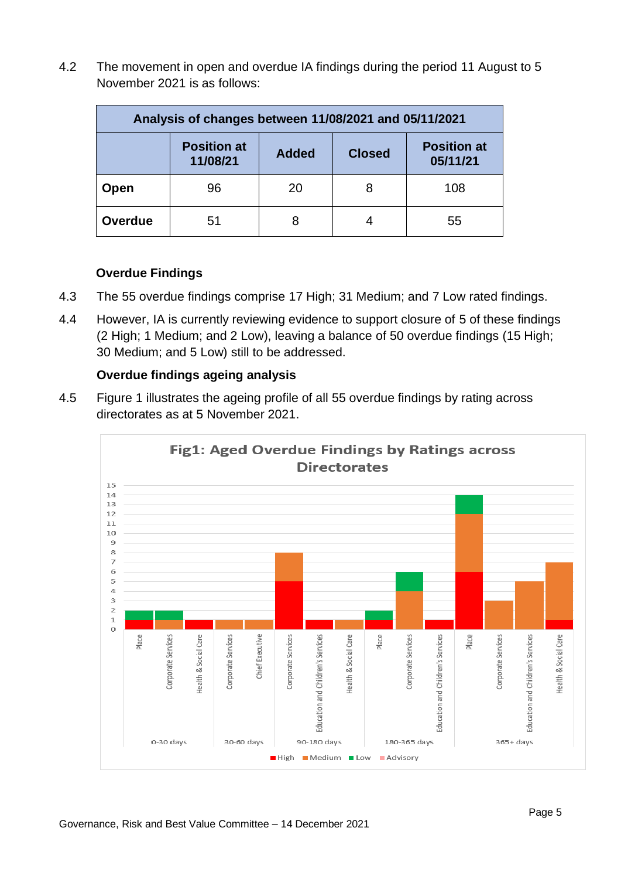4.2 The movement in open and overdue IA findings during the period 11 August to 5 November 2021 is as follows:

| Analysis of changes between 11/08/2021 and 05/11/2021 | | | | |
|---|---|---|---|---|
| | Position at 11/08/21 | Added | Closed | Position at 05/11/21 |
| **Open** | 96 | 20 | 8 | 108 |
| **Overdue** | 51 | 8 | 4 | 55 |

**Overdue Findings**

4.3 The 55 overdue findings comprise 17 High; 31 Medium; and 7 Low rated findings.

4.4 However, IA is currently reviewing evidence to support closure of 5 of these findings (2 High; 1 Medium; and 2 Low), leaving a balance of 50 overdue findings (15 High; 30 Medium; and 5 Low) still to be addressed.

**Overdue findings ageing analysis**

4.5 Figure 1 illustrates the ageing profile of all 55 overdue findings by rating across directorates as at 5 November 2021.

**Fig1: Aged Overdue Findings by Ratings across Directorates**

| Age band | Directorate | High | Medium | Low |
|---|---|---|---|---|
| 0-30 days | Place | 1 | | 1 |
| 0-30 days | Corporate Services | | 1 | 1 |
| 0-30 days | Health & Social Care | 1 | | |
| 30-60 days | Corporate Services | | 1 | |
| 30-60 days | Chief Executive | | 1 | |
| 90-180 days | Corporate Services | 5 | 3 | |
| 90-180 days | Education and Children's Services | 1 | | |
| 90-180 days | Health & Social Care | | 1 | |
| 180-365 days | Place | 1 | | 1 |
| 180-365 days | Corporate Services | | 4 | 2 |
| 180-365 days | Education and Children's Services | 1 | | |
| 365+ days | Place | 6 | 6 | 2 |
| 365+ days | Corporate Services | | 3 | |
| 365+ days | Education and Children's Services | | 5 | |
| 365+ days | Health & Social Care | 1 | 6 | |

High | Medium | Low | Advisory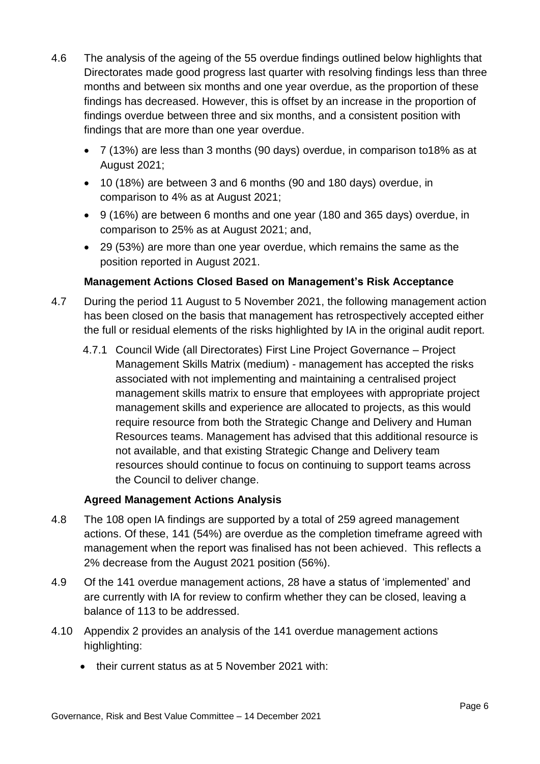4.6 The analysis of the ageing of the 55 overdue findings outlined below highlights that Directorates made good progress last quarter with resolving findings less than three months and between six months and one year overdue, as the proportion of these findings has decreased. However, this is offset by an increase in the proportion of findings overdue between three and six months, and a consistent position with findings that are more than one year overdue.

- 7 (13%) are less than 3 months (90 days) overdue, in comparison to18% as at August 2021;
- 10 (18%) are between 3 and 6 months (90 and 180 days) overdue, in comparison to 4% as at August 2021;
- 9 (16%) are between 6 months and one year (180 and 365 days) overdue, in comparison to 25% as at August 2021; and,
- 29 (53%) are more than one year overdue, which remains the same as the position reported in August 2021.

**Management Actions Closed Based on Management's Risk Acceptance**

4.7 During the period 11 August to 5 November 2021, the following management action has been closed on the basis that management has retrospectively accepted either the full or residual elements of the risks highlighted by IA in the original audit report.

4.7.1 Council Wide (all Directorates) First Line Project Governance – Project Management Skills Matrix (medium) - management has accepted the risks associated with not implementing and maintaining a centralised project management skills matrix to ensure that employees with appropriate project management skills and experience are allocated to projects, as this would require resource from both the Strategic Change and Delivery and Human Resources teams. Management has advised that this additional resource is not available, and that existing Strategic Change and Delivery team resources should continue to focus on continuing to support teams across the Council to deliver change.

**Agreed Management Actions Analysis**

4.8 The 108 open IA findings are supported by a total of 259 agreed management actions. Of these, 141 (54%) are overdue as the completion timeframe agreed with management when the report was finalised has not been achieved. This reflects a 2% decrease from the August 2021 position (56%).

4.9 Of the 141 overdue management actions, 28 have a status of 'implemented' and are currently with IA for review to confirm whether they can be closed, leaving a balance of 113 to be addressed.

4.10 Appendix 2 provides an analysis of the 141 overdue management actions highlighting:

- their current status as at 5 November 2021 with: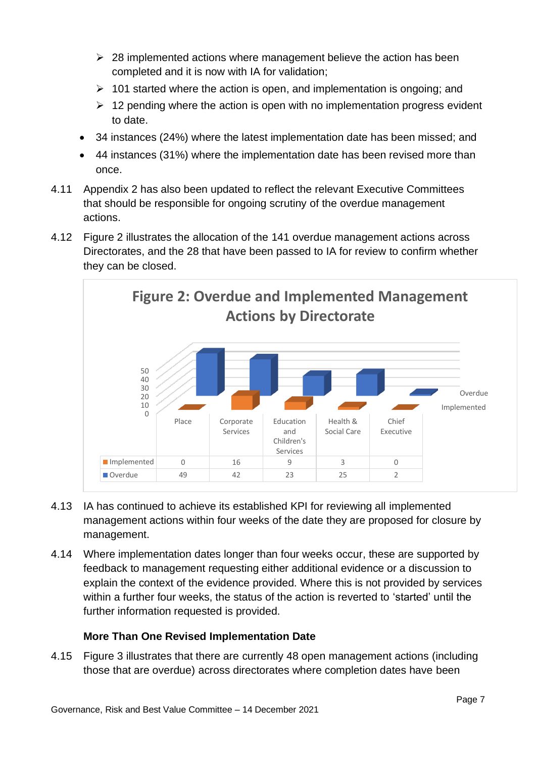- 28 implemented actions where management believe the action has been completed and it is now with IA for validation;
- 101 started where the action is open, and implementation is ongoing; and
- 12 pending where the action is open with no implementation progress evident to date.

- 34 instances (24%) where the latest implementation date has been missed; and
- 44 instances (31%) where the implementation date has been revised more than once.

4.11 Appendix 2 has also been updated to reflect the relevant Executive Committees that should be responsible for ongoing scrutiny of the overdue management actions.

4.12 Figure 2 illustrates the allocation of the 141 overdue management actions across Directorates, and the 28 that have been passed to IA for review to confirm whether they can be closed.

**Figure 2: Overdue and Implemented Management Actions by Directorate**

| | Place | Corporate Services | Education and Children's Services | Health & Social Care | Chief Executive |
|---|---|---|---|---|---|
| Implemented | 0 | 16 | 9 | 3 | 0 |
| Overdue | 49 | 42 | 23 | 25 | 2 |

4.13 IA has continued to achieve its established KPI for reviewing all implemented management actions within four weeks of the date they are proposed for closure by management.

4.14 Where implementation dates longer than four weeks occur, these are supported by feedback to management requesting either additional evidence or a discussion to explain the context of the evidence provided. Where this is not provided by services within a further four weeks, the status of the action is reverted to 'started' until the further information requested is provided.

### More Than One Revised Implementation Date

4.15 Figure 3 illustrates that there are currently 48 open management actions (including those that are overdue) across directorates where completion dates have been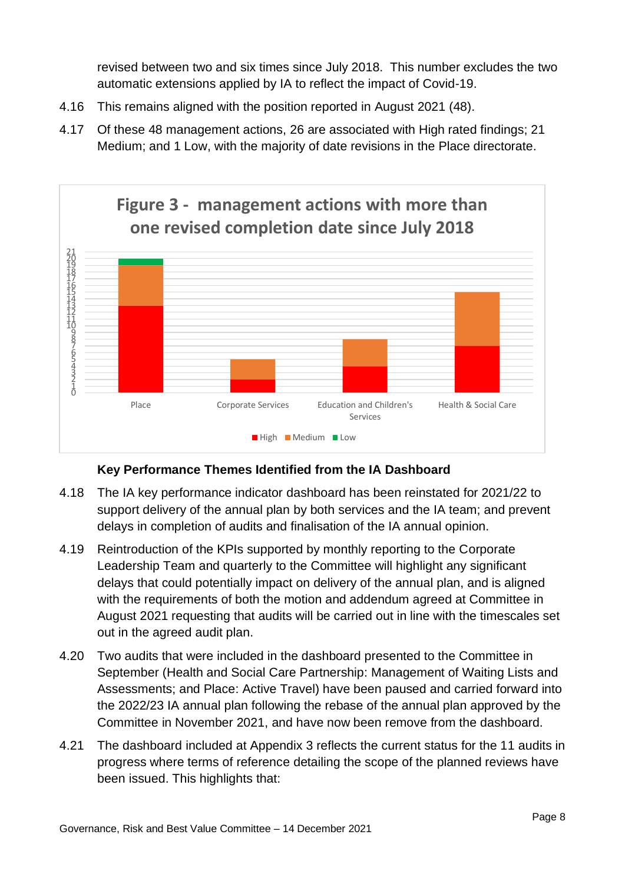revised between two and six times since July 2018. This number excludes the two automatic extensions applied by IA to reflect the impact of Covid-19.

4.16 This remains aligned with the position reported in August 2021 (48).

4.17 Of these 48 management actions, 26 are associated with High rated findings; 21 Medium; and 1 Low, with the majority of date revisions in the Place directorate.

**Figure 3 - management actions with more than one revised completion date since July 2018**

### Key Performance Themes Identified from the IA Dashboard

4.18 The IA key performance indicator dashboard has been reinstated for 2021/22 to support delivery of the annual plan by both services and the IA team; and prevent delays in completion of audits and finalisation of the IA annual opinion.

4.19 Reintroduction of the KPIs supported by monthly reporting to the Corporate Leadership Team and quarterly to the Committee will highlight any significant delays that could potentially impact on delivery of the annual plan, and is aligned with the requirements of both the motion and addendum agreed at Committee in August 2021 requesting that audits will be carried out in line with the timescales set out in the agreed audit plan.

4.20 Two audits that were included in the dashboard presented to the Committee in September (Health and Social Care Partnership: Management of Waiting Lists and Assessments; and Place: Active Travel) have been paused and carried forward into the 2022/23 IA annual plan following the rebase of the annual plan approved by the Committee in November 2021, and have now been remove from the dashboard.

4.21 The dashboard included at Appendix 3 reflects the current status for the 11 audits in progress where terms of reference detailing the scope of the planned reviews have been issued. This highlights that: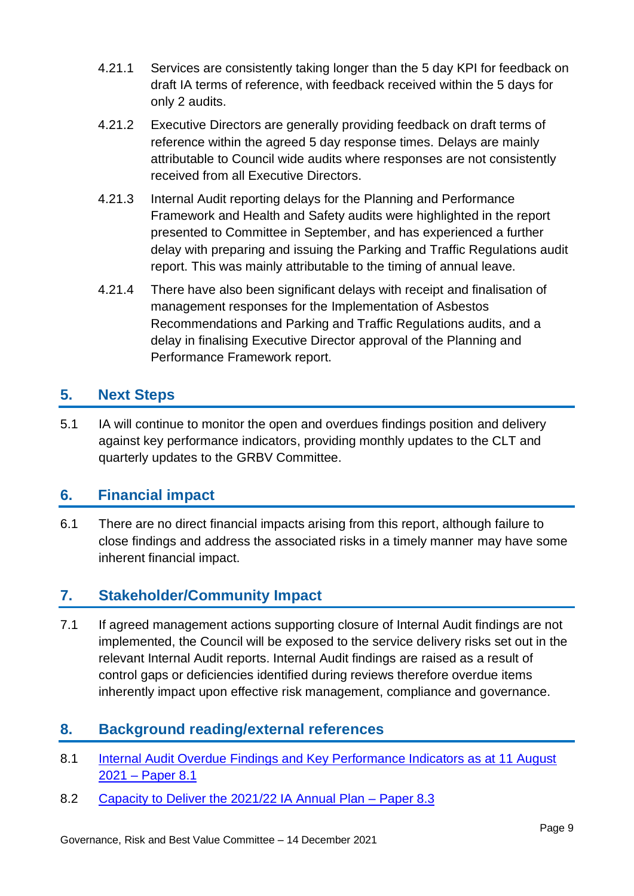4.21.1 Services are consistently taking longer than the 5 day KPI for feedback on draft IA terms of reference, with feedback received within the 5 days for only 2 audits.

4.21.2 Executive Directors are generally providing feedback on draft terms of reference within the agreed 5 day response times. Delays are mainly attributable to Council wide audits where responses are not consistently received from all Executive Directors.

4.21.3 Internal Audit reporting delays for the Planning and Performance Framework and Health and Safety audits were highlighted in the report presented to Committee in September, and has experienced a further delay with preparing and issuing the Parking and Traffic Regulations audit report. This was mainly attributable to the timing of annual leave.

4.21.4 There have also been significant delays with receipt and finalisation of management responses for the Implementation of Asbestos Recommendations and Parking and Traffic Regulations audits, and a delay in finalising Executive Director approval of the Planning and Performance Framework report.

## 5. Next Steps

5.1 IA will continue to monitor the open and overdues findings position and delivery against key performance indicators, providing monthly updates to the CLT and quarterly updates to the GRBV Committee.

## 6. Financial impact

6.1 There are no direct financial impacts arising from this report, although failure to close findings and address the associated risks in a timely manner may have some inherent financial impact.

## 7. Stakeholder/Community Impact

7.1 If agreed management actions supporting closure of Internal Audit findings are not implemented, the Council will be exposed to the service delivery risks set out in the relevant Internal Audit reports. Internal Audit findings are raised as a result of control gaps or deficiencies identified during reviews therefore overdue items inherently impact upon effective risk management, compliance and governance.

## 8. Background reading/external references

8.1 Internal Audit Overdue Findings and Key Performance Indicators as at 11 August 2021 – Paper 8.1

8.2 Capacity to Deliver the 2021/22 IA Annual Plan – Paper 8.3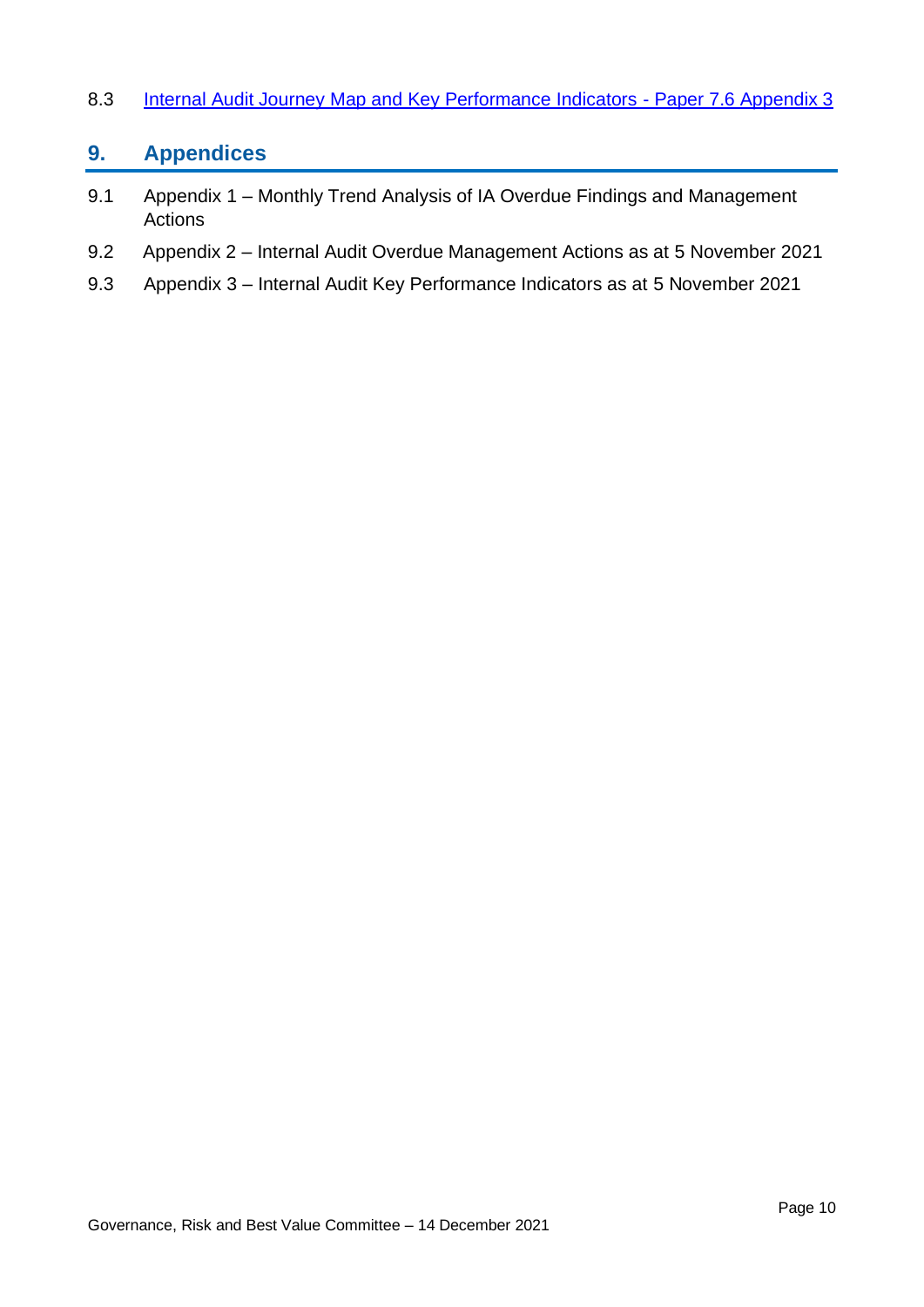8.3 [Internal Audit Journey Map and Key Performance Indicators - Paper 7.6 Appendix 3]

## 9. Appendices

9.1 Appendix 1 – Monthly Trend Analysis of IA Overdue Findings and Management Actions

9.2 Appendix 2 – Internal Audit Overdue Management Actions as at 5 November 2021

9.3 Appendix 3 – Internal Audit Key Performance Indicators as at 5 November 2021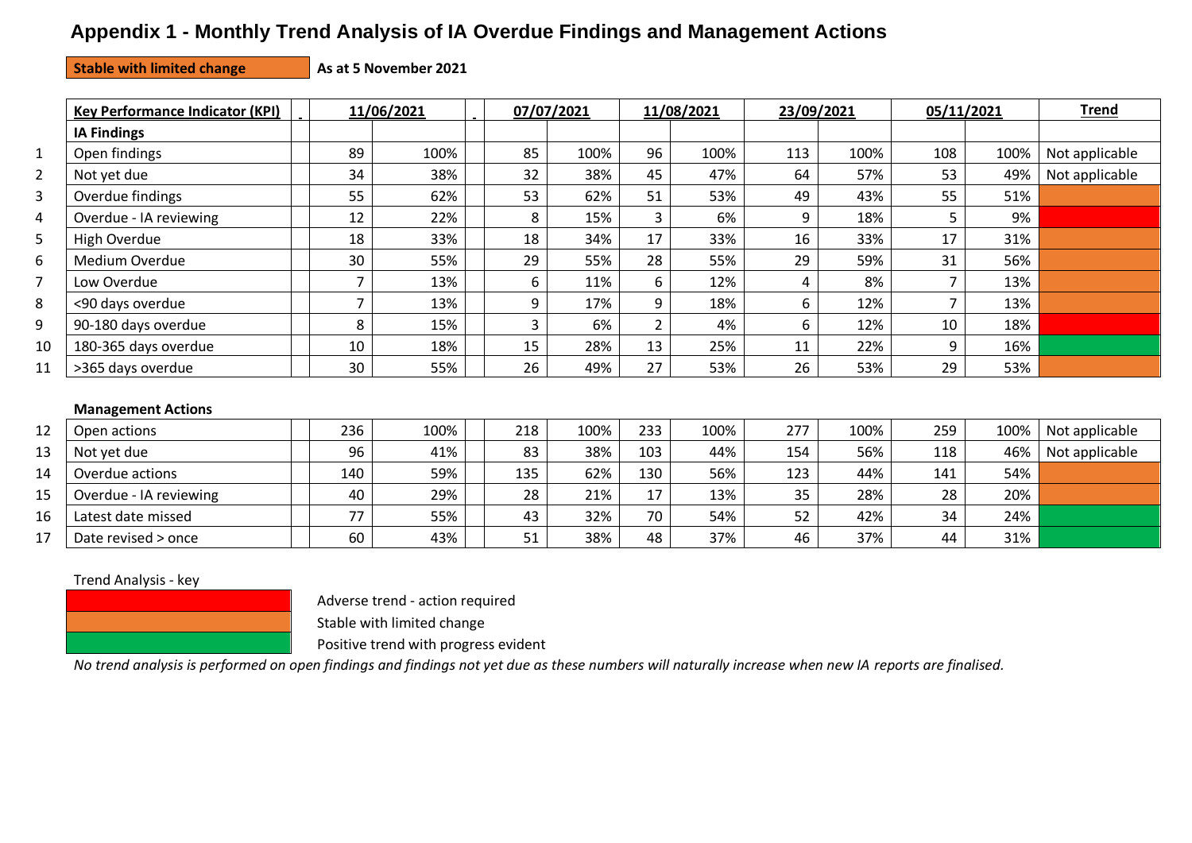# Appendix 1 - Monthly Trend Analysis of IA Overdue Findings and Management Actions

**Stable with limited change** **As at 5 November 2021**

| | Key Performance Indicator (KPI) | 11/06/2021 | | 07/07/2021 | | 11/08/2021 | | 23/09/2021 | | 05/11/2021 | | Trend |
|---|---|---|---|---|---|---|---|---|---|---|---|---|
| | **IA Findings** | | | | | | | | | | | |
| 1 | Open findings | 89 | 100% | 85 | 100% | 96 | 100% | 113 | 100% | 108 | 100% | Not applicable |
| 2 | Not yet due | 34 | 38% | 32 | 38% | 45 | 47% | 64 | 57% | 53 | 49% | Not applicable |
| 3 | Overdue findings | 55 | 62% | 53 | 62% | 51 | 53% | 49 | 43% | 55 | 51% | Stable with limited change |
| 4 | Overdue - IA reviewing | 12 | 22% | 8 | 15% | 3 | 6% | 9 | 18% | 5 | 9% | Adverse trend - action required |
| 5 | High Overdue | 18 | 33% | 18 | 34% | 17 | 33% | 16 | 33% | 17 | 31% | Stable with limited change |
| 6 | Medium Overdue | 30 | 55% | 29 | 55% | 28 | 55% | 29 | 59% | 31 | 56% | Stable with limited change |
| 7 | Low Overdue | 7 | 13% | 6 | 11% | 6 | 12% | 4 | 8% | 7 | 13% | Stable with limited change |
| 8 | <90 days overdue | 7 | 13% | 9 | 17% | 9 | 18% | 6 | 12% | 7 | 13% | Stable with limited change |
| 9 | 90-180 days overdue | 8 | 15% | 3 | 6% | 2 | 4% | 6 | 12% | 10 | 18% | Adverse trend - action required |
| 10 | 180-365 days overdue | 10 | 18% | 15 | 28% | 13 | 25% | 11 | 22% | 9 | 16% | Positive trend with progress evident |
| 11 | >365 days overdue | 30 | 55% | 26 | 49% | 27 | 53% | 26 | 53% | 29 | 53% | Stable with limited change |

**Management Actions**

| | Key Performance Indicator (KPI) | 11/06/2021 | | 07/07/2021 | | 11/08/2021 | | 23/09/2021 | | 05/11/2021 | | Trend |
|---|---|---|---|---|---|---|---|---|---|---|---|---|
| 12 | Open actions | 236 | 100% | 218 | 100% | 233 | 100% | 277 | 100% | 259 | 100% | Not applicable |
| 13 | Not yet due | 96 | 41% | 83 | 38% | 103 | 44% | 154 | 56% | 118 | 46% | Not applicable |
| 14 | Overdue actions | 140 | 59% | 135 | 62% | 130 | 56% | 123 | 44% | 141 | 54% | Stable with limited change |
| 15 | Overdue - IA reviewing | 40 | 29% | 28 | 21% | 17 | 13% | 35 | 28% | 28 | 20% | Stable with limited change |
| 16 | Latest date missed | 77 | 55% | 43 | 32% | 70 | 54% | 52 | 42% | 34 | 24% | Positive trend with progress evident |
| 17 | Date revised > once | 60 | 43% | 51 | 38% | 48 | 37% | 46 | 37% | 44 | 31% | Positive trend with progress evident |

Trend Analysis - key

- Red: Adverse trend - action required
- Orange: Stable with limited change
- Green: Positive trend with progress evident

*No trend analysis is performed on open findings and findings not yet due as these numbers will naturally increase when new IA reports are finalised.*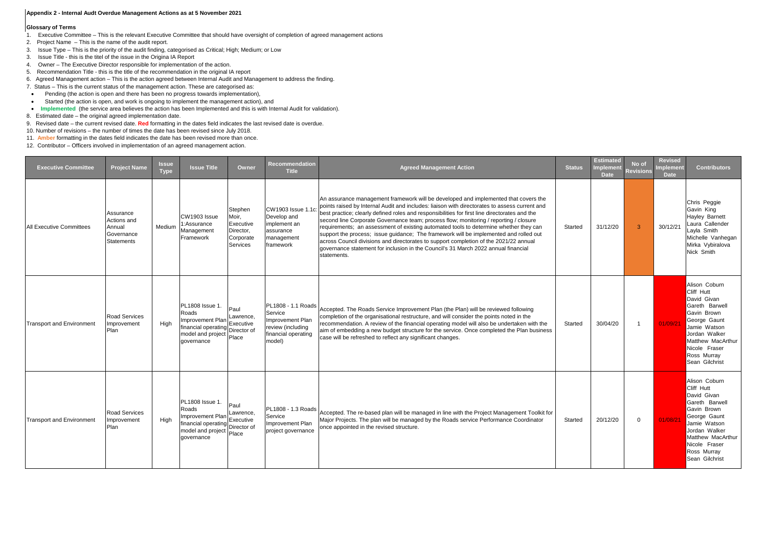**Appendix 2 - Internal Audt Overdue Management Actions as at 5 November 2021**

**Glossary of Terms**

1. Executive Committee – This is the relevant Executive Committee that should have oversight of completion of agreed management actions
2. Project Name – This is the name of the audit report.
3. Issue Type – This is the priority of the audit finding, categorised as Critical; High; Medium; or Low
3. Issue Title - this is the titel of the issue in the Origina IA Report
4. Owner – The Executive Director responsible for implementation of the action.
5. Recommendation Title - this is the title of the recommendation in the original IA report
6. Agreed Management action – This is the action agreed between Internal Audit and Management to address the finding.
7. Status – This is the current status of the management action. These are categorised as:
   - Pending (the action is open and there has been no progress towards implementation),
   - Started (the action is open, and work is ongoing to implement the management action), and
   - **Implemented** (the service area believes the action has been Implemented and this is with Internal Audit for validation).
8. Estimated date – the original agreed implementation date.
9. Revised date – the current revised date. **Red** formatting in the dates field indicates the last revised date is overdue.
10. Number of revisions – the number of times the date has been revised since July 2018.
11. **Amber** formatting in the dates field indicates the date has been revised more than once.
12. Contributor – Officers involved in implementation of an agreed management action.

| Executive Committee | Project Name | Issue Type | Issue Title | Owner | Recommendation Title | Agreed Management Action | Status | Estimated Implement Date | No of Revisions | Revised Implement Date | Contributors |
|---|---|---|---|---|---|---|---|---|---|---|---|
| All Executive Committees | Assurance Actions and Annual Governance Statements | Medium | CW1903 Issue 1:Assurance Management Framework | Stephen Moir, Executive Director, Corporate Services | CW1903 Issue 1.1c: Develop and implement an assurance management framework | An assurance management framework will be developed and implemented that covers the points raised by Internal Audit and includes: liaison with directorates to assess current and best practice; clearly defined roles and responsibilities for first line directorates and the second line Corporate Governance team; process flow; monitoring / reporting / closure requirements; an assessment of existing automated tools to determine whether they can support the process; issue guidance; The framework will be implemented and rolled out across Council divisions and directorates to support completion of the 2021/22 annual governance statement for inclusion in the Council's 31 March 2022 annual financial statements. | Started | 31/12/20 | 3 | 30/12/21 | Chris Peggie<br>Gavin King<br>Hayley Barnett<br>Laura Callender<br>Layla Smith<br>Michelle Vanhegan<br>Mirka Vybiralova<br>Nick Smith |
| Transport and Environment | Road Services Improvement Plan | High | PL1808 Issue 1. Roads Improvement Plan financial operating model and project governance | Paul Lawrence, Executive Director of Place | PL1808 - 1.1 Roads Service Improvement Plan review (including financial operating model) | Accepted. The Roads Service Improvement Plan (the Plan) will be reviewed following completion of the organisational restructure, and will consider the points noted in the recommendation. A review of the financial operating model will also be undertaken with the aim of embedding a new budget structure for the service. Once completed the Plan business case will be refreshed to reflect any significant changes. | Started | 30/04/20 | 1 | 01/09/21 | Alison Coburn<br>Cliff Hutt<br>David Givan<br>Gareth Barwell<br>Gavin Brown<br>George Gaunt<br>Jamie Watson<br>Jordan Walker<br>Matthew MacArthur<br>Nicole Fraser<br>Ross Murray<br>Sean Gilchrist |
| Transport and Environment | Road Services Improvement Plan | High | PL1808 Issue 1. Roads Improvement Plan financial operating model and project governance | Paul Lawrence, Executive Director of Place | PL1808 - 1.3 Roads Service Improvement Plan project governance | Accepted. The re-based plan will be managed in line with the Project Management Toolkit for Major Projects. The plan will be managed by the Roads service Performance Coordinator once appointed in the revised structure. | Started | 20/12/20 | 0 | 01/08/21 | Alison Coburn<br>Cliff Hutt<br>David Givan<br>Gareth Barwell<br>Gavin Brown<br>George Gaunt<br>Jamie Watson<br>Jordan Walker<br>Matthew MacArthur<br>Nicole Fraser<br>Ross Murray<br>Sean Gilchrist |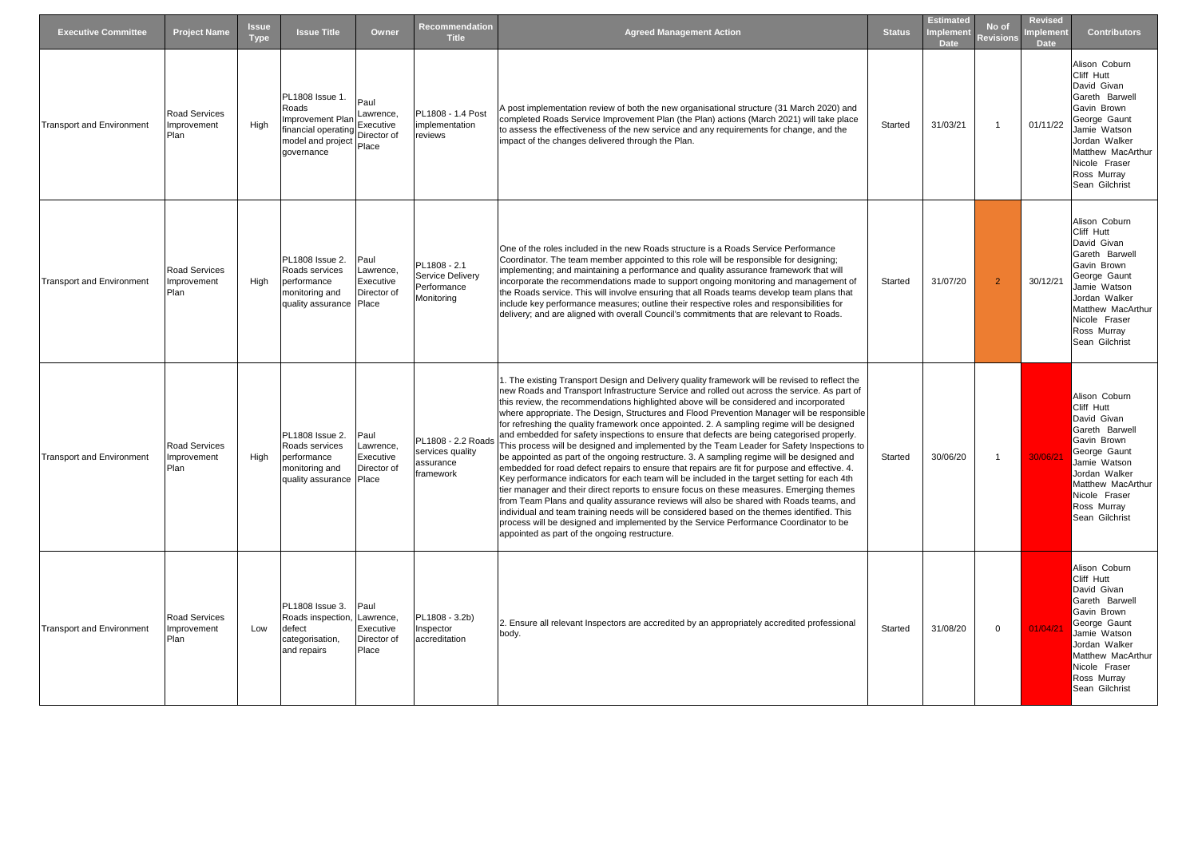| Executive Committee | Project Name | Issue Type | Issue Title | Owner | Recommendation Title | Agreed Management Action | Status | Estimated Implement Date | No of Revisions | Revised Implement Date | Contributors |
|---|---|---|---|---|---|---|---|---|---|---|---|
| Transport and Environment | Road Services Improvement Plan | High | PL1808 Issue 1. Roads Improvement Plan financial operating model and project governance | Paul Lawrence, Executive Director of Place | PL1808 - 1.4 Post implementation reviews | A post implementation review of both the new organisational structure (31 March 2020) and completed Roads Service Improvement Plan (the Plan) actions (March 2021) will take place to assess the effectiveness of the new service and any requirements for change, and the impact of the changes delivered through the Plan. | Started | 31/03/21 | 1 | 01/11/22 | Alison Coburn<br>Cliff Hutt<br>David Givan<br>Gareth Barwell<br>Gavin Brown<br>George Gaunt<br>Jamie Watson<br>Jordan Walker<br>Matthew MacArthur<br>Nicole Fraser<br>Ross Murray<br>Sean Gilchrist |
| Transport and Environment | Road Services Improvement Plan | High | PL1808 Issue 2. Roads services performance monitoring and quality assurance | Paul Lawrence, Executive Director of Place | PL1808 - 2.1 Service Delivery Performance Monitoring | One of the roles included in the new Roads structure is a Roads Service Performance Coordinator. The team member appointed to this role will be responsible for designing; implementing; and maintaining a performance and quality assurance framework that will incorporate the recommendations made to support ongoing monitoring and management of the Roads service. This will involve ensuring that all Roads teams develop team plans that include key performance measures; outline their respective roles and responsibilities for delivery; and are aligned with overall Council's commitments that are relevant to Roads. | Started | 31/07/20 | 2 | 30/12/21 | Alison Coburn<br>Cliff Hutt<br>David Givan<br>Gareth Barwell<br>Gavin Brown<br>George Gaunt<br>Jamie Watson<br>Jordan Walker<br>Matthew MacArthur<br>Nicole Fraser<br>Ross Murray<br>Sean Gilchrist |
| Transport and Environment | Road Services Improvement Plan | High | PL1808 Issue 2. Roads services performance monitoring and quality assurance | Paul Lawrence, Executive Director of Place | PL1808 - 2.2 Roads services quality assurance framework | 1. The existing Transport Design and Delivery quality framework will be revised to reflect the new Roads and Transport Infrastructure Service and rolled out across the service. As part of this review, the recommendations highlighted above will be considered and incorporated where appropriate. The Design, Structures and Flood Prevention Manager will be responsible for refreshing the quality framework once appointed. 2. A sampling regime will be designed and embedded for safety inspections to ensure that defects are being categorised properly. This process will be designed and implemented by the Team Leader for Safety Inspections to be appointed as part of the ongoing restructure. 3. A sampling regime will be designed and embedded for road defect repairs to ensure that repairs are fit for purpose and effective. 4. Key performance indicators for each team will be included in the target setting for each 4th tier manager and their direct reports to ensure focus on these measures. Emerging themes from Team Plans and quality assurance reviews will also be shared with Roads teams, and individual and team training needs will be considered based on the themes identified. This process will be designed and implemented by the Service Performance Coordinator to be appointed as part of the ongoing restructure. | Started | 30/06/20 | 1 | 30/06/21 | Alison Coburn<br>Cliff Hutt<br>David Givan<br>Gareth Barwell<br>Gavin Brown<br>George Gaunt<br>Jamie Watson<br>Jordan Walker<br>Matthew MacArthur<br>Nicole Fraser<br>Ross Murray<br>Sean Gilchrist |
| Transport and Environment | Road Services Improvement Plan | Low | PL1808 Issue 3. Roads inspection, defect categorisation, and repairs | Paul Lawrence, Executive Director of Place | PL1808 - 3.2b) Inspector accreditation | 2. Ensure all relevant Inspectors are accredited by an appropriately accredited professional body. | Started | 31/08/20 | 0 | 01/04/21 | Alison Coburn<br>Cliff Hutt<br>David Givan<br>Gareth Barwell<br>Gavin Brown<br>George Gaunt<br>Jamie Watson<br>Jordan Walker<br>Matthew MacArthur<br>Nicole Fraser<br>Ross Murray<br>Sean Gilchrist |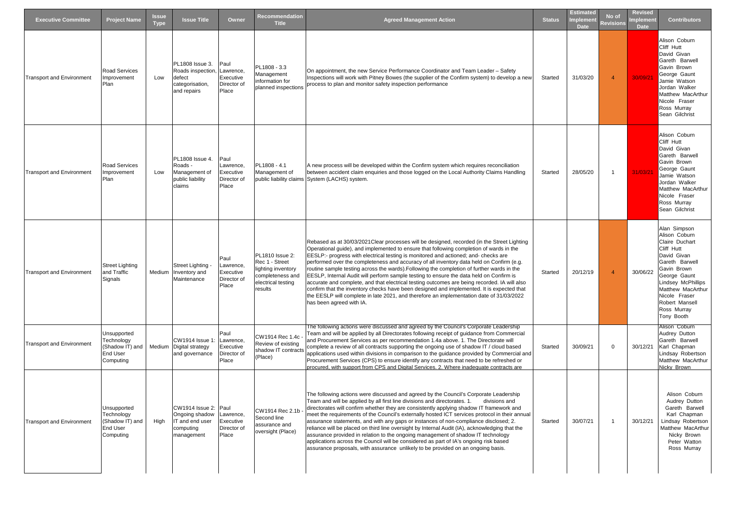| Executive Committee | Project Name | Issue Type | Issue Title | Owner | Recommendation Title | Agreed Management Action | Status | Estimated Implement Date | No of Revisions | Revised Implement Date | Contributors |
|---|---|---|---|---|---|---|---|---|---|---|---|
| Transport and Environment | Road Services Improvement Plan | Low | PL1808 Issue 3. Roads inspection, defect categorisation, and repairs | Paul Lawrence, Executive Director of Place | PL1808 - 3.3 Management information for planned inspections | On appointment, the new Service Performance Coordinator and Team Leader – Safety Inspections will work with Pitney Bowes (the supplier of the Confirm system) to develop a new process to plan and monitor safety inspection performance | Started | 31/03/20 | 4 | 30/09/21 | Alison Coburn<br>Cliff Hutt<br>David Givan<br>Gareth Barwell<br>Gavin Brown<br>George Gaunt<br>Jamie Watson<br>Jordan Walker<br>Matthew MacArthur<br>Nicole Fraser<br>Ross Murray<br>Sean Gilchrist |
| Transport and Environment | Road Services Improvement Plan | Low | PL1808 Issue 4. Roads - Management of public liability claims | Paul Lawrence, Executive Director of Place | PL1808 - 4.1 Management of public liability claims | A new process will be developed within the Confirm system which requires reconciliation between accident claim enquiries and those logged on the Local Authority Claims Handling System (LACHS) system. | Started | 28/05/20 | 1 | 31/03/21 | Alison Coburn<br>Cliff Hutt<br>David Givan<br>Gareth Barwell<br>Gavin Brown<br>George Gaunt<br>Jamie Watson<br>Jordan Walker<br>Matthew MacArthur<br>Nicole Fraser<br>Ross Murray<br>Sean Gilchrist |
| Transport and Environment | Street Lighting and Traffic Signals | Medium | Street Lighting - Inventory and Maintenance | Paul Lawrence, Executive Director of Place | PL1810 Issue 2: Rec 1 - Street lighting inventory completeness and electrical testing results | Rebased as at 30/03/2021Clear processes will be designed, recorded (in the Street Lighting Operational guide), and implemented to ensure that following completion of wards in the EESLP:- progress with electrical testing is monitored and actioned; and- checks are performed over the completeness and accuracy of all inventory data held on Confirm (e.g. routine sample testing across the wards).Following the completion of further wards in the EESLP, Internal Audit will perform sample testing to ensure the data held on Confirm is accurate and complete, and that electrical testing outcomes are being recorded. IA will also confirm that the inventory checks have been designed and implemented. It is expected that the EESLP will complete in late 2021, and therefore an implementation date of 31/03/2022 has been agreed with IA. | Started | 20/12/19 | 4 | 30/06/22 | Alan Simpson<br>Alison Coburn<br>Claire Duchart<br>Cliff Hutt<br>David Givan<br>Gareth Barwell<br>Gavin Brown<br>George Gaunt<br>Lindsey McPhillips<br>Matthew MacArthur<br>Nicole Fraser<br>Robert Mansell<br>Ross Murray<br>Tony Booth |
| Transport and Environment | Unsupported Technology (Shadow IT) and End User Computing | Medium | CW1914 Issue 1: Digital strategy and governance | Paul Lawrence, Executive Director of Place | CW1914 Rec 1.4c - Review of existing shadow IT contracts (Place) | The following actions were discussed and agreed by the Council's Corporate Leadership Team and will be applied by all Directorates following receipt of guidance from Commercial and Procurement Services as per recommendation 1.4a above. 1. The Directorate will complete a review of all contracts supporting the ongoing use of shadow IT / cloud based applications used within divisions in comparison to the guidance provided by Commercial and Procurement Services (CPS) to ensure identify any contracts that need to be refreshed or procured, with support from CPS and Digital Services. 2. Where inadequate contracts are | Started | 30/09/21 | 0 | 30/12/21 | Alison Coburn<br>Audrey Dutton<br>Gareth Barwell<br>Karl Chapman<br>Lindsay Robertson<br>Matthew MacArthur<br>Nicky Brown |
| Transport and Environment | Unsupported Technology (Shadow IT) and End User Computing | High | CW1914 Issue 2: Ongoing shadow IT and end user computing management | Paul Lawrence, Executive Director of Place | CW1914 Rec 2.1b - Second line assurance and oversight (Place) | The following actions were discussed and agreed by the Council's Corporate Leadership Team and will be applied by all first line divisions and directorates. 1. divisions and directorates will confirm whether they are consistently applying shadow IT framework and meet the requirements of the Council's externally hosted ICT services protocol in their annual assurance statements, and with any gaps or instances of non-compliance disclosed; 2. reliance will be placed on third line oversight by Internal Audit (IA), acknowledging that the assurance provided in relation to the ongoing management of shadow IT technology applications across the Council will be considered as part of IA's ongoing risk based assurance proposals, with assurance unlikely to be provided on an ongoing basis. | Started | 30/07/21 | 1 | 30/12/21 | Alison Coburn<br>Audrey Dutton<br>Gareth Barwell<br>Karl Chapman<br>Lindsay Robertson<br>Matthew MacArthur<br>Nicky Brown<br>Peter Watton<br>Ross Murray |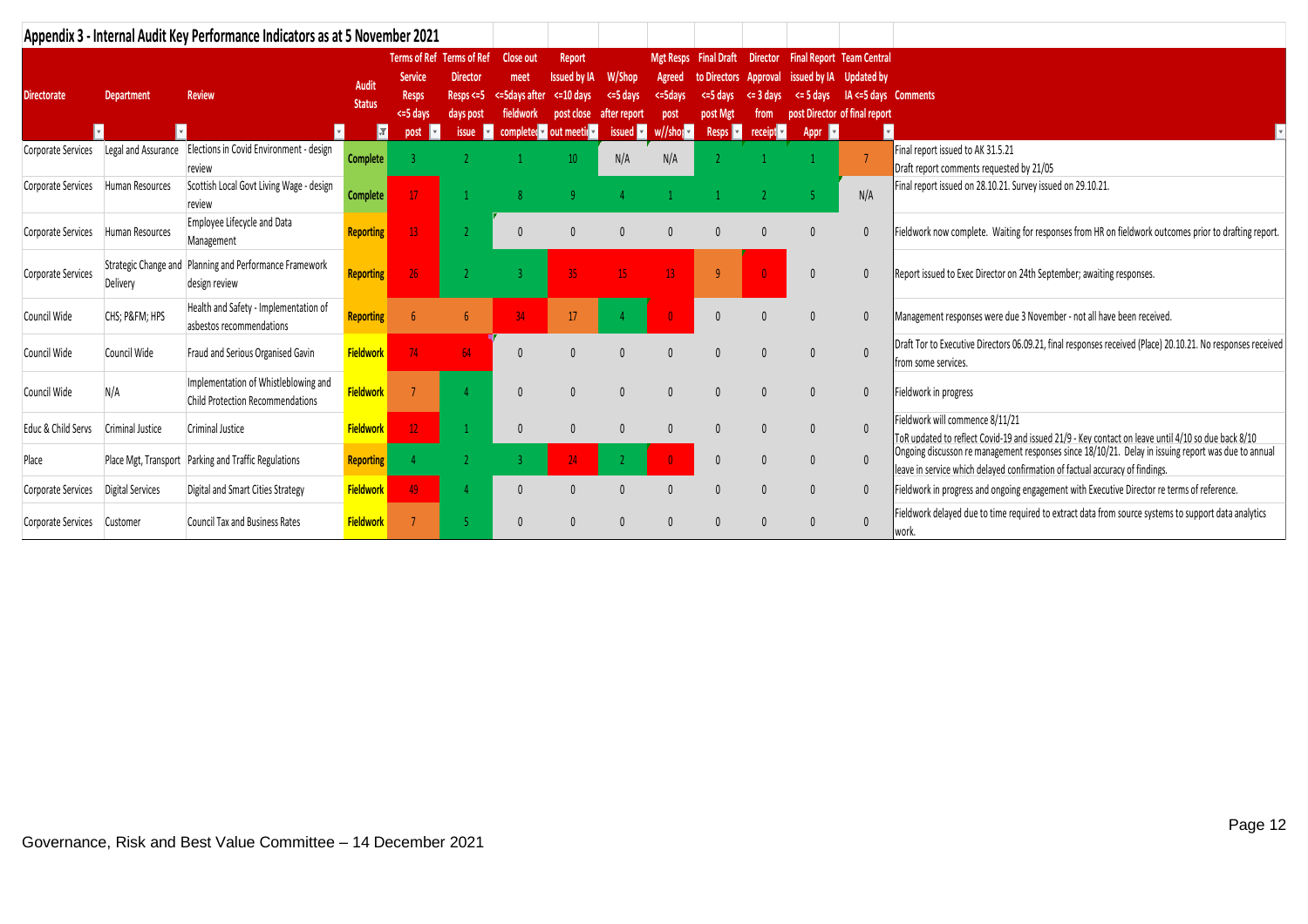## Appendix 3 - Internal Audit Key Performance Indicators as at 5 November 2021

| Directorate | Department | Review | Audit Status | Terms of Ref Service Resps <=5 days post | Terms of Ref Director Resps <=5 days post issue | Close out meet <=5days after fieldwork completed | Report Issued by IA <=10 days post close out meeting | W/Shop <=5 days after report issued | Mgt Resps Agreed <=5days post w//shop | Final Draft to Directors <=5 days post Mgt Resps | Director Approval <= 3 days from receipt | Final Report issued by IA <= 5 days post Director Appr | Team Central Updated by IA <=5 days of final report | Comments |
|---|---|---|---|---|---|---|---|---|---|---|---|---|---|---|
| Corporate Services | Legal and Assurance | Elections in Covid Environment - design review | Complete | 3 | 2 | 1 | 10 | N/A | N/A | 2 | 1 | 1 | 7 | Final report issued to AK 31.5.21 Draft report comments requested by 21/05 |
| Corporate Services | Human Resources | Scottish Local Govt Living Wage - design review | Complete | 17 | 1 | 8 | 9 | 4 | 1 | 1 | 2 | 5 | N/A | Final report issued on 28.10.21. Survey issued on 29.10.21. |
| Corporate Services | Human Resources | Employee Lifecycle and Data Management | Reporting | 13 | 2 | 0 | 0 | 0 | 0 | 0 | 0 | 0 | 0 | Fieldwork now complete. Waiting for responses from HR on fieldwork outcomes prior to drafting report. |
| Corporate Services | Strategic Change and Delivery | Planning and Performance Framework design review | Reporting | 26 | 2 | 3 | 35 | 15 | 13 | 9 | 0 | 0 | 0 | Report issued to Exec Director on 24th September; awaiting responses. |
| Council Wide | CHS; P&FM; HPS | Health and Safety - Implementation of asbestos recommendations | Reporting | 6 | 6 | 34 | 17 | 4 | 0 | 0 | 0 | 0 | 0 | Management responses were due 3 November - not all have been received. |
| Council Wide | Council Wide | Fraud and Serious Organised Gavin | Fieldwork | 74 | 64 | 0 | 0 | 0 | 0 | 0 | 0 | 0 | 0 | Draft Tor to Executive Directors 06.09.21, final responses received (Place) 20.10.21. No responses received from some services. |
| Council Wide | N/A | Implementation of Whistleblowing and Child Protection Recommendations | Fieldwork | 7 | 4 | 0 | 0 | 0 | 0 | 0 | 0 | 0 | 0 | Fieldwork in progress |
| Educ & Child Servs | Criminal Justice | Criminal Justice | Fieldwork | 12 | 1 | 0 | 0 | 0 | 0 | 0 | 0 | 0 | 0 | Fieldwork will commence 8/11/21 ToR updated to reflect Covid-19 and issued 21/9 - Key contact on leave until 4/10 so due back 8/10 |
| Place | Place Mgt, Transport | Parking and Traffic Regulations | Reporting | 4 | 2 | 3 | 24 | 2 | 0 | 0 | 0 | 0 | 0 | Ongoing discussion re management responses since 18/10/21. Delay in issuing report was due to annual leave in service which delayed confirmation of factual accuracy of findings. |
| Corporate Services | Digital Services | Digital and Smart Cities Strategy | Fieldwork | 49 | 4 | 0 | 0 | 0 | 0 | 0 | 0 | 0 | 0 | Fieldwork in progress and ongoing engagement with Executive Director re terms of reference. |
| Corporate Services | Customer | Council Tax and Business Rates | Fieldwork | 7 | 5 | 0 | 0 | 0 | 0 | 0 | 0 | 0 | 0 | Fieldwork delayed due to time required to extract data from source systems to support data analytics work. |

Governance, Risk and Best Value Committee – 14 December 2021